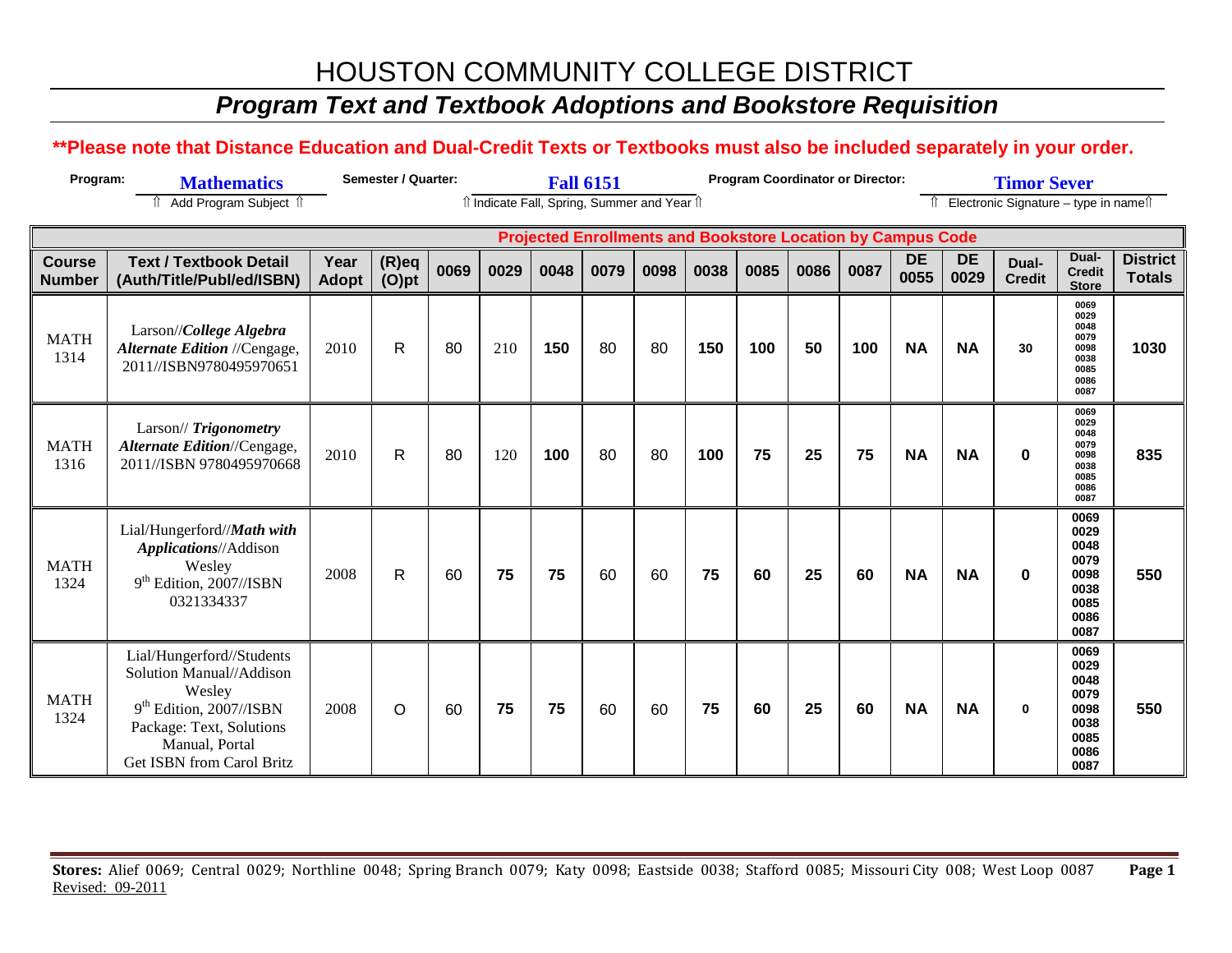# HOUSTON COMMUNITY COLLEGE DISTRICT

## *Program Text and Textbook Adoptions and Bookstore Requisition*

**\*\*Please note that Distance Education and Dual-Credit Texts or Textbooks must also be included separately in your order.**

**Program:** Mathematics
⇑ Add Program Subject ⇑

**Semester / Quarter:** Fall 6151
⇑ Indicate Fall, Spring, Summer and Year ⇑

**Program Coordinator or Director:** Timor Sever
⇑ Electronic Signature – type in name⇑

| Course Number | Text / Textbook Detail (Auth/Title/Publ/ed/ISBN) | Year Adopt | (R)eq (O)pt | Projected Enrollments and Bookstore Location by Campus Code | | | | | | | | | | | | Dual-Credit Store | District Totals |
|---|---|---|---|---|---|---|---|---|---|---|---|---|---|---|---|---|---|
| | | | | 0069 | 0029 | 0048 | 0079 | 0098 | 0038 | 0085 | 0086 | 0087 | DE 0055 | DE 0029 | Dual-Credit | | |
| MATH 1314 | Larson//*College Algebra Alternate Edition* //Cengage, 2011//ISBN9780495970651 | 2010 | R | 80 | 210 | 150 | 80 | 80 | 150 | 100 | 50 | 100 | NA | NA | 30 | 0069 0029 0048 0079 0098 0038 0085 0086 0087 | 1030 |
| MATH 1316 | Larson// *Trigonometry Alternate Edition*//Cengage, 2011//ISBN 9780495970668 | 2010 | R | 80 | 120 | 100 | 80 | 80 | 100 | 75 | 25 | 75 | NA | NA | 0 | 0069 0029 0048 0079 0098 0038 0085 0086 0087 | 835 |
| MATH 1324 | Lial/Hungerford//*Math with Applications*//Addison Wesley 9th Edition, 2007//ISBN 0321334337 | 2008 | R | 60 | 75 | 75 | 60 | 60 | 75 | 60 | 25 | 60 | NA | NA | 0 | 0069 0029 0048 0079 0098 0038 0085 0086 0087 | 550 |
| MATH 1324 | Lial/Hungerford//Students Solution Manual//Addison Wesley 9th Edition, 2007//ISBN Package: Text, Solutions Manual, Portal Get ISBN from Carol Britz | 2008 | O | 60 | 75 | 75 | 60 | 60 | 75 | 60 | 25 | 60 | NA | NA | 0 | 0069 0029 0048 0079 0098 0038 0085 0086 0087 | 550 |

**Stores:** Alief 0069; Central 0029; Northline 0048; Spring Branch 0079; Katy 0098; Eastside 0038; Stafford 0085; Missouri City 008; West Loop 0087

Revised: 09-2011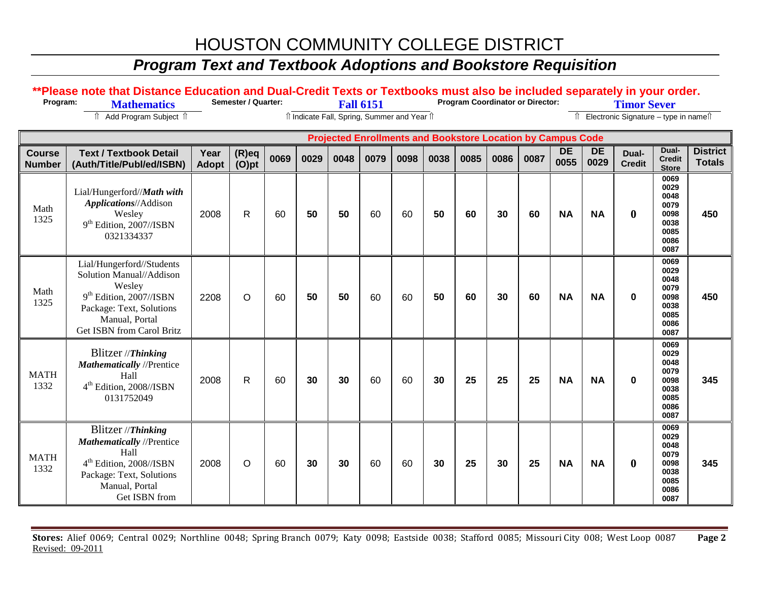# HOUSTON COMMUNITY COLLEGE DISTRICT

## *Program Text and Textbook Adoptions and Bookstore Requisition*

**\*\*Please note that Distance Education and Dual-Credit Texts or Textbooks must also be included separately in your order.**

**Program:** **Mathematics** ⇑ Add Program Subject ⇑ **Semester / Quarter:** **Fall 6151** ⇑ Indicate Fall, Spring, Summer and Year ⇑ **Program Coordinator or Director:** **Timor Sever** ⇑ Electronic Signature – type in name⇑

| | | | | **Projected Enrollments and Bookstore Location by Campus Code** | | | | | | | | | | | | | |
|---|---|---|---|---|---|---|---|---|---|---|---|---|---|---|---|---|---|
| **Course Number** | **Text / Textbook Detail (Auth/Title/Publ/ed/ISBN)** | **Year Adopt** | **(R)eq (O)pt** | **0069** | **0029** | **0048** | **0079** | **0098** | **0038** | **0085** | **0086** | **0087** | **DE 0055** | **DE 0029** | **Dual-Credit** | **Dual-Credit Store** | **District Totals** |
| Math 1325 | Lial/Hungerford//***Math with Applications***//Addison Wesley 9th Edition, 2007//ISBN 0321334337 | 2008 | R | 60 | **50** | **50** | 60 | 60 | **50** | **60** | **30** | **60** | **NA** | **NA** | **0** | **0069 0029 0048 0079 0098 0038 0085 0086 0087** | **450** |
| Math 1325 | Lial/Hungerford//Students Solution Manual//Addison Wesley 9th Edition, 2007//ISBN Package: Text, Solutions Manual, Portal Get ISBN from Carol Britz | 2208 | O | 60 | **50** | **50** | 60 | 60 | **50** | **60** | **30** | **60** | **NA** | **NA** | **0** | **0069 0029 0048 0079 0098 0038 0085 0086 0087** | **450** |
| MATH 1332 | Blitzer //***Thinking Mathematically*** //Prentice Hall 4th Edition, 2008//ISBN 0131752049 | 2008 | R | 60 | **30** | **30** | 60 | 60 | **30** | **25** | **25** | **25** | **NA** | **NA** | **0** | **0069 0029 0048 0079 0098 0038 0085 0086 0087** | **345** |
| MATH 1332 | Blitzer //***Thinking Mathematically*** //Prentice Hall 4th Edition, 2008//ISBN Package: Text, Solutions Manual, Portal Get ISBN from | 2008 | O | 60 | **30** | **30** | 60 | 60 | **30** | **25** | **30** | **25** | **NA** | **NA** | **0** | **0069 0029 0048 0079 0098 0038 0085 0086 0087** | **345** |

**Stores:** Alief 0069; Central 0029; Northline 0048; Spring Branch 0079; Katy 0098; Eastside 0038; Stafford 0085; Missouri City 008; West Loop 0087

Revised: 09-2011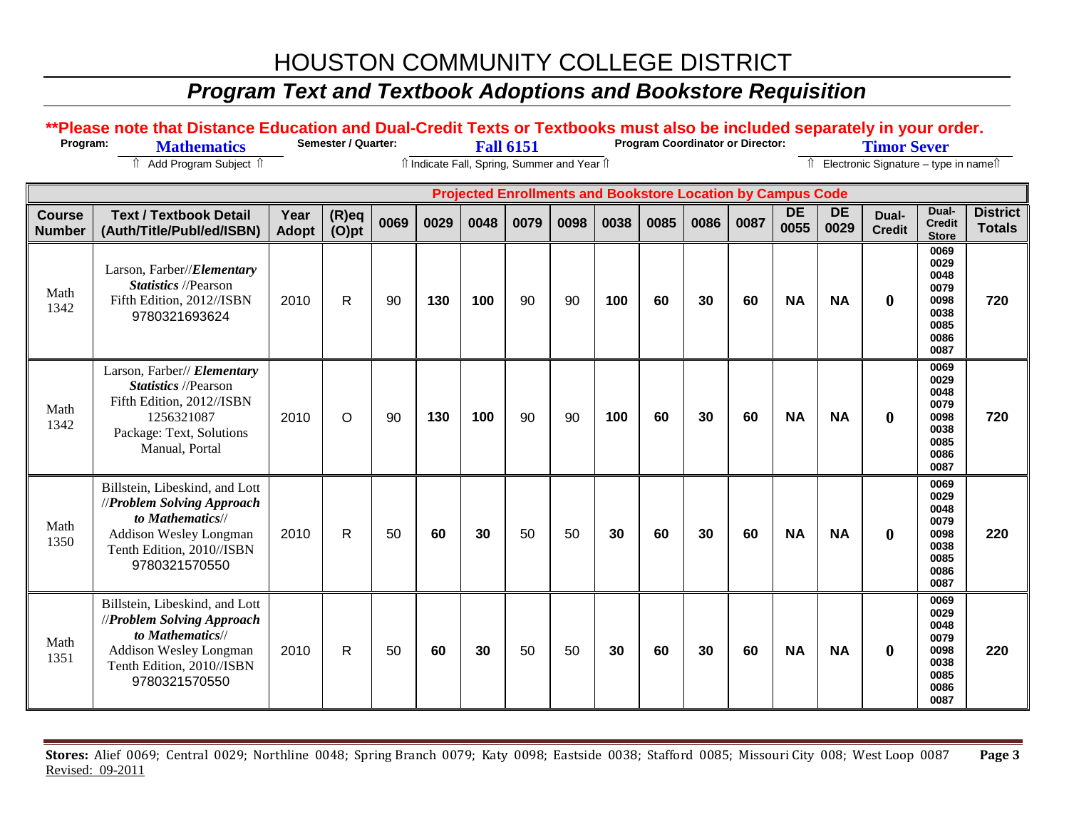# HOUSTON COMMUNITY COLLEGE DISTRICT

## *Program Text and Textbook Adoptions and Bookstore Requisition*

**\*\*Please note that Distance Education and Dual-Credit Texts or Textbooks must also be included separately in your order.**

**Program:** **Mathematics** — ⇑ Add Program Subject ⇑
**Semester / Quarter:** **Fall 6151** — ⇑ Indicate Fall, Spring, Summer and Year ⇑
**Program Coordinator or Director:** **Timor Sever** — ⇑ Electronic Signature – type in name⇑

| | | | | Projected Enrollments and Bookstore Location by Campus Code | | | | | | | | | | | | | |
|---|---|---|---|---|---|---|---|---|---|---|---|---|---|---|---|---|---|
| **Course Number** | **Text / Textbook Detail (Auth/Title/Publ/ed/ISBN)** | **Year Adopt** | **(R)eq (O)pt** | **0069** | **0029** | **0048** | **0079** | **0098** | **0038** | **0085** | **0086** | **0087** | **DE 0055** | **DE 0029** | **Dual-Credit** | **Dual-Credit Store** | **District Totals** |
| Math 1342 | Larson, Farber//***Elementary Statistics*** //Pearson Fifth Edition, 2012//ISBN 9780321693624 | 2010 | R | 90 | **130** | **100** | 90 | 90 | **100** | **60** | **30** | **60** | **NA** | **NA** | **0** | 0069 0029 0048 0079 0098 0038 0085 0086 0087 | **720** |
| Math 1342 | Larson, Farber// ***Elementary Statistics*** //Pearson Fifth Edition, 2012//ISBN 1256321087 Package: Text, Solutions Manual, Portal | 2010 | O | 90 | **130** | **100** | 90 | 90 | **100** | **60** | **30** | **60** | **NA** | **NA** | **0** | 0069 0029 0048 0079 0098 0038 0085 0086 0087 | **720** |
| Math 1350 | Billstein, Libeskind, and Lott //***Problem Solving Approach to Mathematics***// Addison Wesley Longman Tenth Edition, 2010//ISBN 9780321570550 | 2010 | R | 50 | **60** | **30** | 50 | 50 | **30** | **60** | **30** | **60** | **NA** | **NA** | **0** | 0069 0029 0048 0079 0098 0038 0085 0086 0087 | **220** |
| Math 1351 | Billstein, Libeskind, and Lott //***Problem Solving Approach to Mathematics***// Addison Wesley Longman Tenth Edition, 2010//ISBN 9780321570550 | 2010 | R | 50 | **60** | **30** | 50 | 50 | **30** | **60** | **30** | **60** | **NA** | **NA** | **0** | 0069 0029 0048 0079 0098 0038 0085 0086 0087 | **220** |

**Stores:** Alief 0069; Central 0029; Northline 0048; Spring Branch 0079; Katy 0098; Eastside 0038; Stafford 0085; Missouri City 008; West Loop 0087

Revised: 09-2011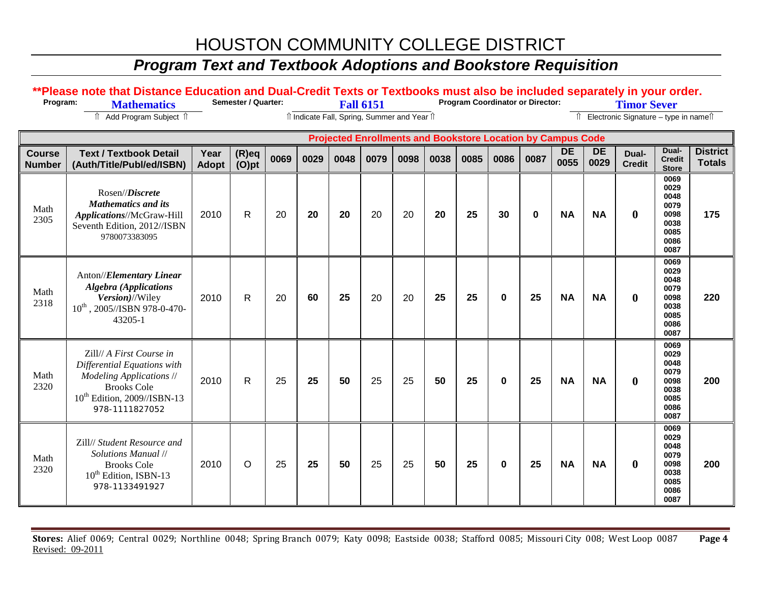# HOUSTON COMMUNITY COLLEGE DISTRICT

## *Program Text and Textbook Adoptions and Bookstore Requisition*

**\*\*Please note that Distance Education and Dual-Credit Texts or Textbooks must also be included separately in your order.**

**Program:** Mathematics  
⇑ Add Program Subject ⇑

**Semester / Quarter:** Fall 6151  
⇑ Indicate Fall, Spring, Summer and Year ⇑

**Program Coordinator or Director:** Timor Sever  
⇑ Electronic Signature – type in name⇑

| | | | | Projected Enrollments and Bookstore Location by Campus Code | | | | | | | | | | | | | |
|---|---|---|---|---|---|---|---|---|---|---|---|---|---|---|---|---|---|
| **Course Number** | **Text / Textbook Detail (Auth/Title/Publ/ed/ISBN)** | **Year Adopt** | **(R)eq (O)pt** | **0069** | **0029** | **0048** | **0079** | **0098** | **0038** | **0085** | **0086** | **0087** | **DE 0055** | **DE 0029** | **Dual-Credit** | **Dual-Credit Store** | **District Totals** |
| Math 2305 | Rosen//***Discrete Mathematics and its Applications***//McGraw-Hill Seventh Edition, 2012//ISBN 9780073383095 | 2010 | R | 20 | **20** | **20** | 20 | 20 | **20** | **25** | **30** | **0** | **NA** | **NA** | **0** | 0069 0029 0048 0079 0098 0038 0085 0086 0087 | **175** |
| Math 2318 | Anton//***Elementary Linear Algebra (Applications Version)***//Wiley 10th , 2005//ISBN 978-0-470-43205-1 | 2010 | R | 20 | **60** | **25** | 20 | 20 | **25** | **25** | **0** | **25** | **NA** | **NA** | **0** | 0069 0029 0048 0079 0098 0038 0085 0086 0087 | **220** |
| Math 2320 | Zill// *A First Course in Differential Equations with Modeling Applications* // Brooks Cole 10th Edition, 2009//ISBN-13 978-1111827052 | 2010 | R | 25 | **25** | **50** | 25 | 25 | **50** | **25** | **0** | **25** | **NA** | **NA** | **0** | 0069 0029 0048 0079 0098 0038 0085 0086 0087 | **200** |
| Math 2320 | Zill// *Student Resource and Solutions Manual* // Brooks Cole 10th Edition, ISBN-13 978-1133491927 | 2010 | O | 25 | **25** | **50** | 25 | 25 | **50** | **25** | **0** | **25** | **NA** | **NA** | **0** | 0069 0029 0048 0079 0098 0038 0085 0086 0087 | **200** |

**Stores:** Alief 0069; Central 0029; Northline 0048; Spring Branch 0079; Katy 0098; Eastside 0038; Stafford 0085; Missouri City 008; West Loop 0087  
Revised: 09-2011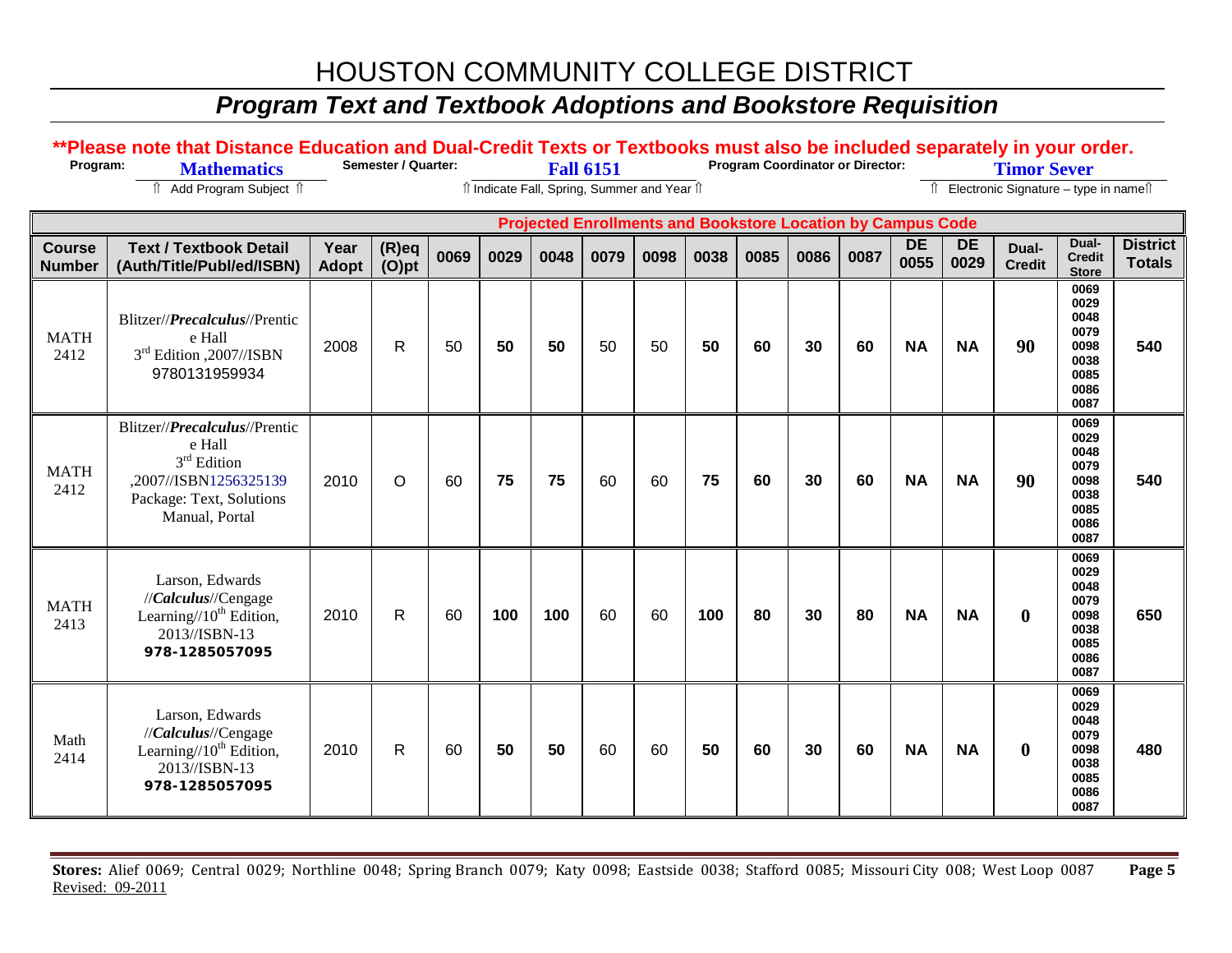# HOUSTON COMMUNITY COLLEGE DISTRICT

## *Program Text and Textbook Adoptions and Bookstore Requisition*

**\*\*Please note that Distance Education and Dual-Credit Texts or Textbooks must also be included separately in your order.**

**Program:** **Mathematics** &nbsp;&nbsp; **Semester / Quarter:** **Fall 6151** &nbsp;&nbsp; **Program Coordinator or Director:** **Timor Sever**

⇑ Add Program Subject ⇑ &nbsp;&nbsp; ⇑ Indicate Fall, Spring, Summer and Year ⇑ &nbsp;&nbsp; ⇑ Electronic Signature – type in name⇑

| | | | | Projected Enrollments and Bookstore Location by Campus Code | | | | | | | | | | | | | |
|---|---|---|---|---|---|---|---|---|---|---|---|---|---|---|---|---|---|
| **Course Number** | **Text / Textbook Detail (Auth/Title/Publ/ed/ISBN)** | **Year Adopt** | **(R)eq (O)pt** | **0069** | **0029** | **0048** | **0079** | **0098** | **0038** | **0085** | **0086** | **0087** | **DE 0055** | **DE 0029** | **Dual-Credit** | **Dual-Credit Store** | **District Totals** |
| MATH 2412 | Blitzer//***Precalculus***//Prentice Hall 3rd Edition ,2007//ISBN 9780131959934 | 2008 | R | 50 | **50** | **50** | 50 | 50 | **50** | **60** | **30** | **60** | **NA** | **NA** | **90** | 0069 0029 0048 0079 0098 0038 0085 0086 0087 | **540** |
| MATH 2412 | Blitzer//***Precalculus***//Prentice Hall 3rd Edition ,2007//ISBN1256325139 Package: Text, Solutions Manual, Portal | 2010 | O | 60 | **75** | **75** | 60 | 60 | **75** | **60** | **30** | **60** | **NA** | **NA** | **90** | 0069 0029 0048 0079 0098 0038 0085 0086 0087 | **540** |
| MATH 2413 | Larson, Edwards //***Calculus***//Cengage Learning//10th Edition, 2013//ISBN-13 **978-1285057095** | 2010 | R | 60 | **100** | **100** | 60 | 60 | **100** | **80** | **30** | **80** | **NA** | **NA** | **0** | 0069 0029 0048 0079 0098 0038 0085 0086 0087 | **650** |
| Math 2414 | Larson, Edwards //***Calculus***//Cengage Learning//10th Edition, 2013//ISBN-13 **978-1285057095** | 2010 | R | 60 | **50** | **50** | 60 | 60 | **50** | **60** | **30** | **60** | **NA** | **NA** | **0** | 0069 0029 0048 0079 0098 0038 0085 0086 0087 | **480** |

**Stores:** Alief 0069; Central 0029; Northline 0048; Spring Branch 0079; Katy 0098; Eastside 0038; Stafford 0085; Missouri City 008; West Loop 0087

Revised: 09-2011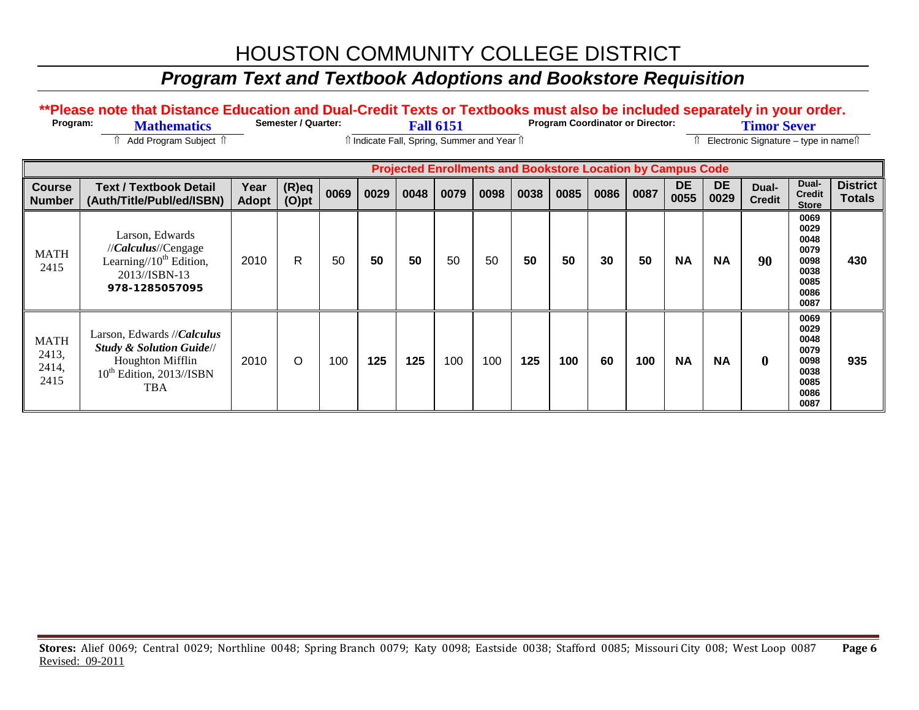# HOUSTON COMMUNITY COLLEGE DISTRICT

## *Program Text and Textbook Adoptions and Bookstore Requisition*

**\*\*Please note that Distance Education and Dual-Credit Texts or Textbooks must also be included separately in your order.**

**Program:** **Mathematics** ⇑ Add Program Subject ⇑ **Semester / Quarter:** **Fall 6151** ⇑ Indicate Fall, Spring, Summer and Year ⇑ **Program Coordinator or Director:** **Timor Sever** ⇑ Electronic Signature – type in name⇑

| | | | | Projected Enrollments and Bookstore Location by Campus Code | | | | | | | | | | | | | |
|---|---|---|---|---|---|---|---|---|---|---|---|---|---|---|---|---|---|
| **Course Number** | **Text / Textbook Detail (Auth/Title/Publ/ed/ISBN)** | **Year Adopt** | **(R)eq (O)pt** | **0069** | **0029** | **0048** | **0079** | **0098** | **0038** | **0085** | **0086** | **0087** | **DE 0055** | **DE 0029** | **Dual-Credit** | **Dual-Credit Store** | **District Totals** |
| MATH 2415 | Larson, Edwards //***Calculus***//Cengage Learning//10th Edition, 2013//ISBN-13 **978-1285057095** | 2010 | R | 50 | **50** | **50** | 50 | 50 | **50** | **50** | **30** | **50** | **NA** | **NA** | **90** | **0069 0029 0048 0079 0098 0038 0085 0086 0087** | **430** |
| MATH 2413, 2414, 2415 | Larson, Edwards //***Calculus Study & Solution Guide***// Houghton Mifflin 10th Edition, 2013//ISBN TBA | 2010 | O | 100 | **125** | **125** | 100 | 100 | **125** | **100** | **60** | **100** | **NA** | **NA** | **0** | **0069 0029 0048 0079 0098 0038 0085 0086 0087** | **935** |

**Stores:** Alief 0069; Central 0029; Northline 0048; Spring Branch 0079; Katy 0098; Eastside 0038; Stafford 0085; Missouri City 008; West Loop 0087

Revised: 09-2011